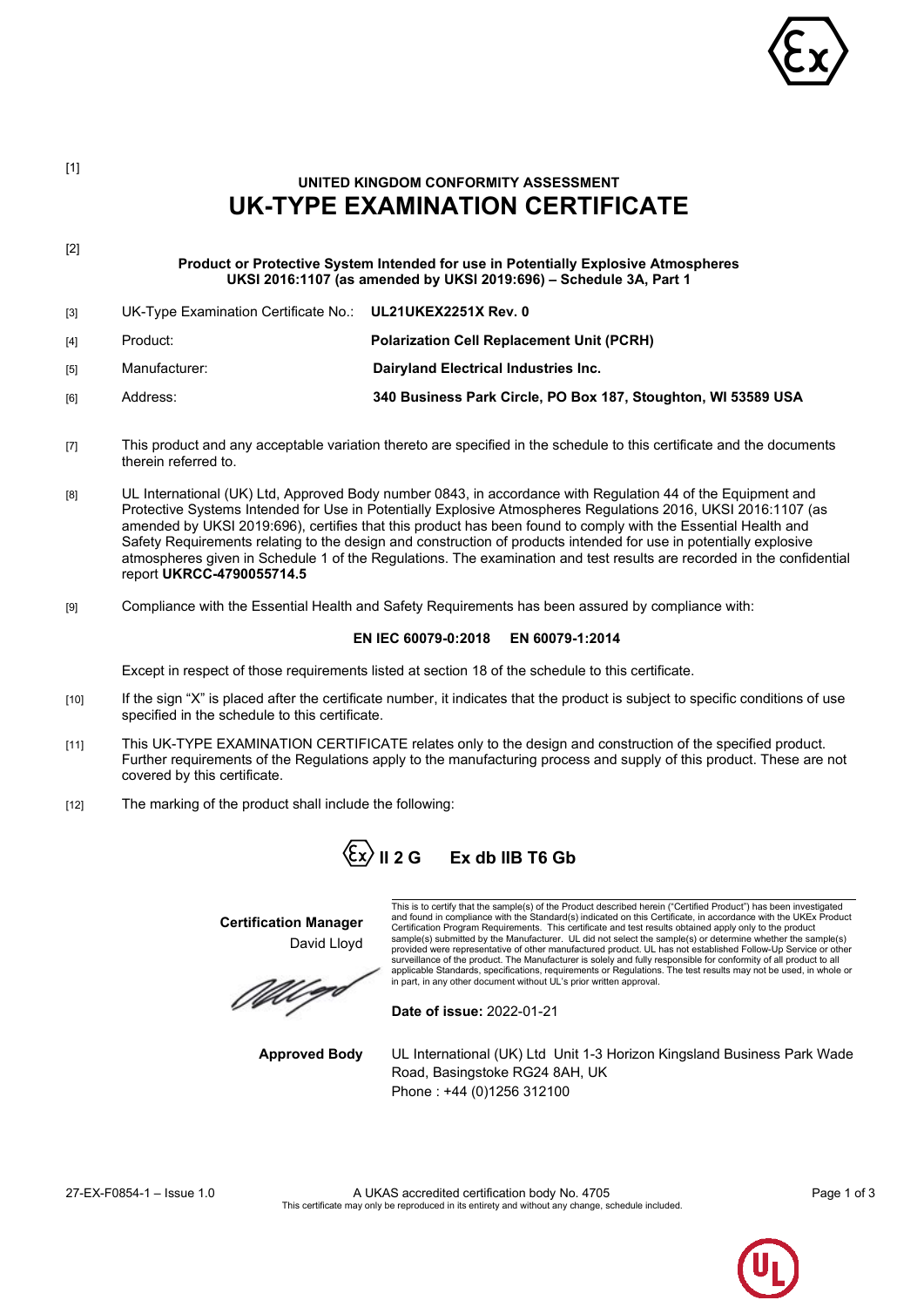[1]

# UNITED KINGDOM CONFORMITY ASSESSMENT

# UK-TYPE EXAMINATION CERTIFICATE

[2]

**Product or Protective System Intended for use in Potentially Explosive Atmospheres**
**UKSI 2016:1107 (as amended by UKSI 2019:696) – Schedule 3A, Part 1**

| | | |
|---|---|---|
| [3] | UK-Type Examination Certificate No.: | **UL21UKEX2251X Rev. 0** |
| [4] | Product: | **Polarization Cell Replacement Unit (PCRH)** |
| [5] | Manufacturer: | **Dairyland Electrical Industries Inc.** |
| [6] | Address: | **340 Business Park Circle, PO Box 187, Stoughton, WI 53589 USA** |

[7] This product and any acceptable variation thereto are specified in the schedule to this certificate and the documents therein referred to.

[8] UL International (UK) Ltd, Approved Body number 0843, in accordance with Regulation 44 of the Equipment and Protective Systems Intended for Use in Potentially Explosive Atmospheres Regulations 2016, UKSI 2016:1107 (as amended by UKSI 2019:696), certifies that this product has been found to comply with the Essential Health and Safety Requirements relating to the design and construction of products intended for use in potentially explosive atmospheres given in Schedule 1 of the Regulations. The examination and test results are recorded in the confidential report **UKRCC-4790055714.5**

[9] Compliance with the Essential Health and Safety Requirements has been assured by compliance with:

**EN IEC 60079-0:2018 EN 60079-1:2014**

Except in respect of those requirements listed at section 18 of the schedule to this certificate.

[10] If the sign "X" is placed after the certificate number, it indicates that the product is subject to specific conditions of use specified in the schedule to this certificate.

[11] This UK-TYPE EXAMINATION CERTIFICATE relates only to the design and construction of the specified product. Further requirements of the Regulations apply to the manufacturing process and supply of this product. These are not covered by this certificate.

[12] The marking of the product shall include the following:

**Ex II 2 G Ex db IIB T6 Gb**

**Certification Manager**
David Lloyd

This is to certify that the sample(s) of the Product described herein ("Certified Product") has been investigated and found in compliance with the Standard(s) indicated on this Certificate, in accordance with the UKEx Product Certification Program Requirements. This certificate and test results obtained apply only to the product sample(s) submitted by the Manufacturer. UL did not select the sample(s) or determine whether the sample(s) provided were representative of other manufactured product. UL has not established Follow-Up Service or other surveillance of the product. The Manufacturer is solely and fully responsible for conformity of all product to all applicable Standards, specifications, requirements or Regulations. The test results may not be used, in whole or in part, in any other document without UL's prior written approval.

**Date of issue:** 2022-01-21

**Approved Body** UL International (UK) Ltd Unit 1-3 Horizon Kingsland Business Park Wade Road, Basingstoke RG24 8AH, UK
Phone : +44 (0)1256 312100

27-EX-F0854-1 – Issue 1.0

A UKAS accredited certification body No. 4705
This certificate may only be reproduced in its entirety and without any change, schedule included.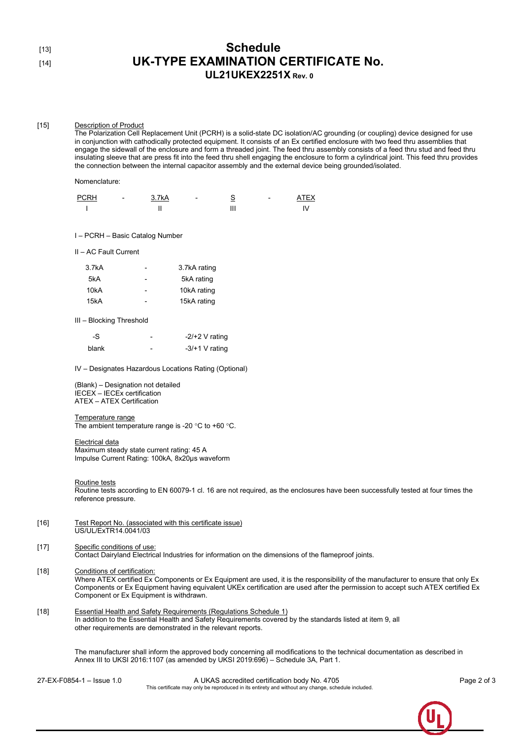[13] [14]

# Schedule
# UK-TYPE EXAMINATION CERTIFICATE No.
## UL21UKEX2251X Rev. 0

[15] Description of Product

The Polarization Cell Replacement Unit (PCRH) is a solid-state DC isolation/AC grounding (or coupling) device designed for use in conjunction with cathodically protected equipment. It consists of an Ex certified enclosure with two feed thru assemblies that engage the sidewall of the enclosure and form a threaded joint. The feed thru assembly consists of a feed thru stud and feed thru insulating sleeve that are press fit into the feed thru shell engaging the enclosure to form a cylindrical joint. This feed thru provides the connection between the internal capacitor assembly and the external device being grounded/isolated.

Nomenclature:

| PCRH | - | 3.7kA | - | S | - | ATEX |
|---|---|---|---|---|---|---|
| I | | II | | III | | IV |

I – PCRH – Basic Catalog Number

II – AC Fault Current

| | | |
|---|---|---|
| 3.7kA | - | 3.7kA rating |
| 5kA | - | 5kA rating |
| 10kA | - | 10kA rating |
| 15kA | - | 15kA rating |

III – Blocking Threshold

| | | |
|---|---|---|
| -S | - | -2/+2 V rating |
| blank | - | -3/+1 V rating |

IV – Designates Hazardous Locations Rating (Optional)

(Blank) – Designation not detailed
IECEX – IECEx certification
ATEX – ATEX Certification

Temperature range
The ambient temperature range is -20 °C to +60 °C.

Electrical data
Maximum steady state current rating: 45 A
Impulse Current Rating: 100kA, 8x20µs waveform

Routine tests
Routine tests according to EN 60079-1 cl. 16 are not required, as the enclosures have been successfully tested at four times the reference pressure.

[16] Test Report No. (associated with this certificate issue)
US/UL/ExTR14.0041/03

[17] Specific conditions of use:
Contact Dairyland Electrical Industries for information on the dimensions of the flameproof joints.

[18] Conditions of certification:
Where ATEX certified Ex Components or Ex Equipment are used, it is the responsibility of the manufacturer to ensure that only Ex Components or Ex Equipment having equivalent UKEx certification are used after the permission to accept such ATEX certified Ex Component or Ex Equipment is withdrawn.

[18] Essential Health and Safety Requirements (Regulations Schedule 1)
In addition to the Essential Health and Safety Requirements covered by the standards listed at item 9, all other requirements are demonstrated in the relevant reports.

The manufacturer shall inform the approved body concerning all modifications to the technical documentation as described in Annex III to UKSI 2016:1107 (as amended by UKSI 2019:696) – Schedule 3A, Part 1.

27-EX-F0854-1 – Issue 1.0 A UKAS accredited certification body No. 4705
This certificate may only be reproduced in its entirety and without any change, schedule included.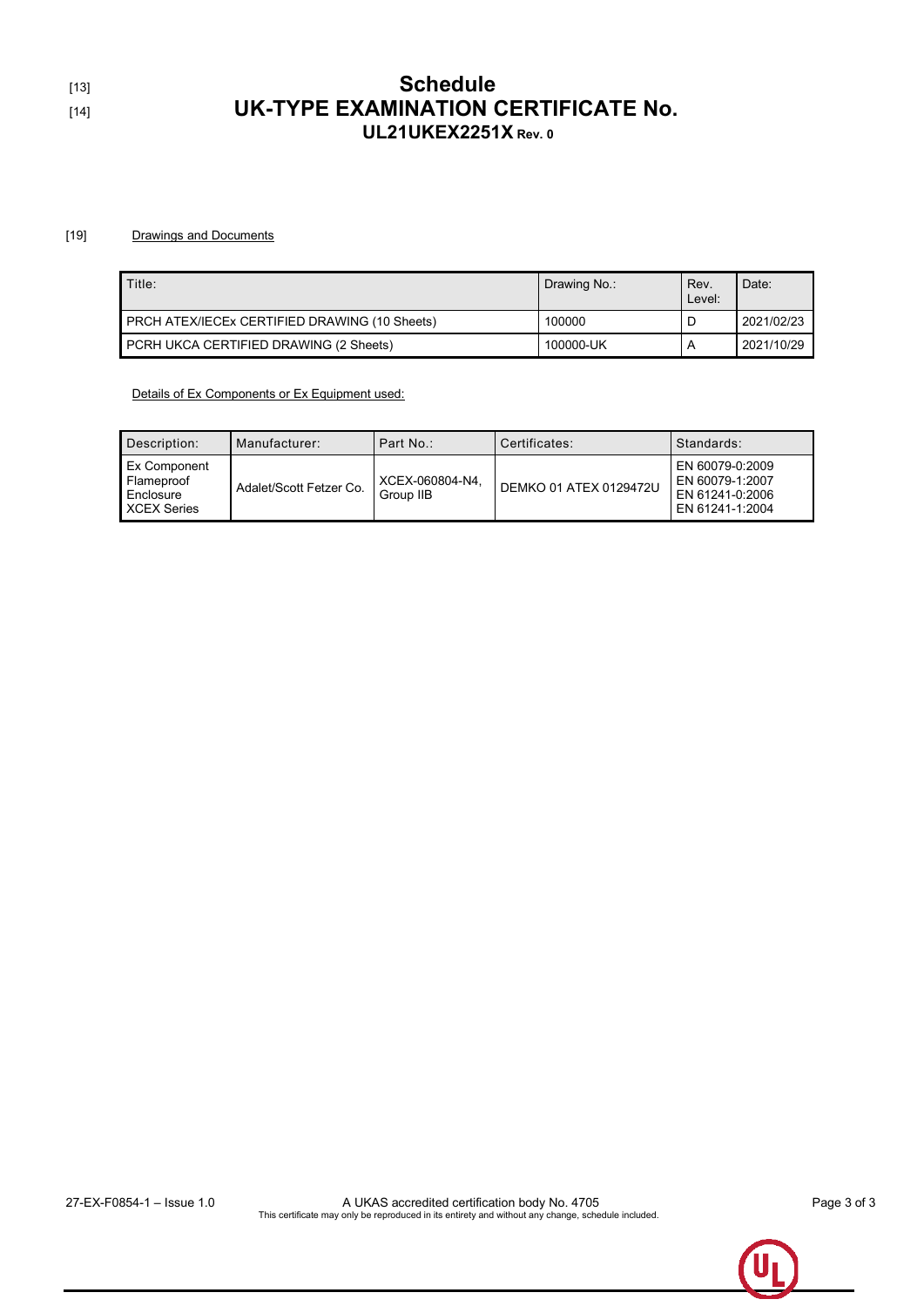[13]
[14]

# Schedule
# UK-TYPE EXAMINATION CERTIFICATE No.
## UL21UKEX2251X Rev. 0

[19] Drawings and Documents

| Title: | Drawing No.: | Rev. Level: | Date: |
|---|---|---|---|
| PRCH ATEX/IECEx CERTIFIED DRAWING (10 Sheets) | 100000 | D | 2021/02/23 |
| PCRH UKCA CERTIFIED DRAWING (2 Sheets) | 100000-UK | A | 2021/10/29 |

Details of Ex Components or Ex Equipment used:

| Description: | Manufacturer: | Part No.: | Certificates: | Standards: |
|---|---|---|---|---|
| Ex Component Flameproof Enclosure XCEX Series | Adalet/Scott Fetzer Co. | XCEX-060804-N4, Group IIB | DEMKO 01 ATEX 0129472U | EN 60079-0:2009<br>EN 60079-1:2007<br>EN 61241-0:2006<br>EN 61241-1:2004 |

27-EX-F0854-1 – Issue 1.0

A UKAS accredited certification body No. 4705
This certificate may only be reproduced in its entirety and without any change, schedule included.